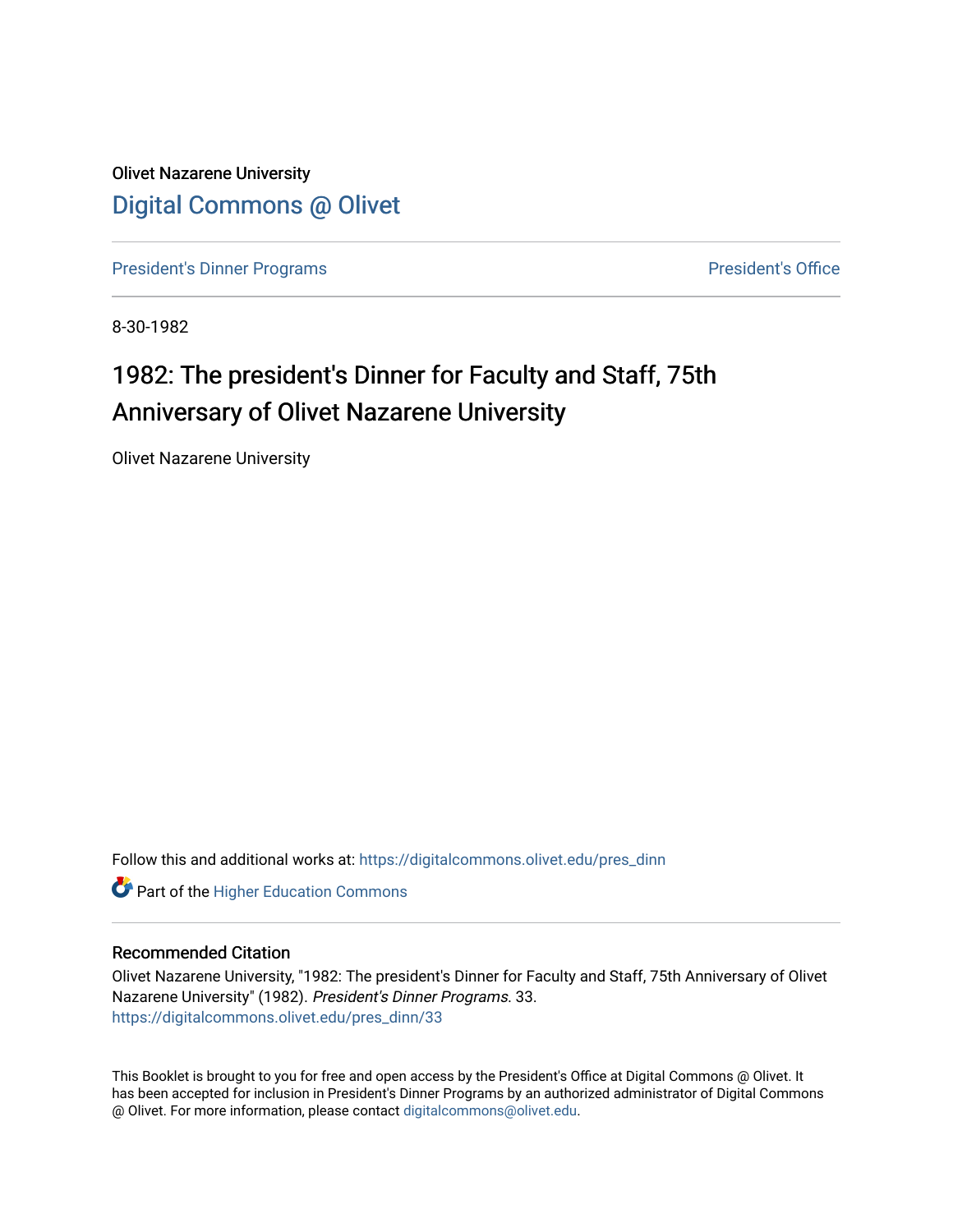Olivet Nazarene University

# Digital Commons @ Olivet

President's Dinner Programs | President's Office

8-30-1982

## 1982: The president's Dinner for Faculty and Staff, 75th Anniversary of Olivet Nazarene University

Olivet Nazarene University

Follow this and additional works at: https://digitalcommons.olivet.edu/pres_dinn

Part of the Higher Education Commons

### Recommended Citation

Olivet Nazarene University, "1982: The president's Dinner for Faculty and Staff, 75th Anniversary of Olivet Nazarene University" (1982). *President's Dinner Programs*. 33.
https://digitalcommons.olivet.edu/pres_dinn/33

This Booklet is brought to you for free and open access by the President's Office at Digital Commons @ Olivet. It has been accepted for inclusion in President's Dinner Programs by an authorized administrator of Digital Commons @ Olivet. For more information, please contact digitalcommons@olivet.edu.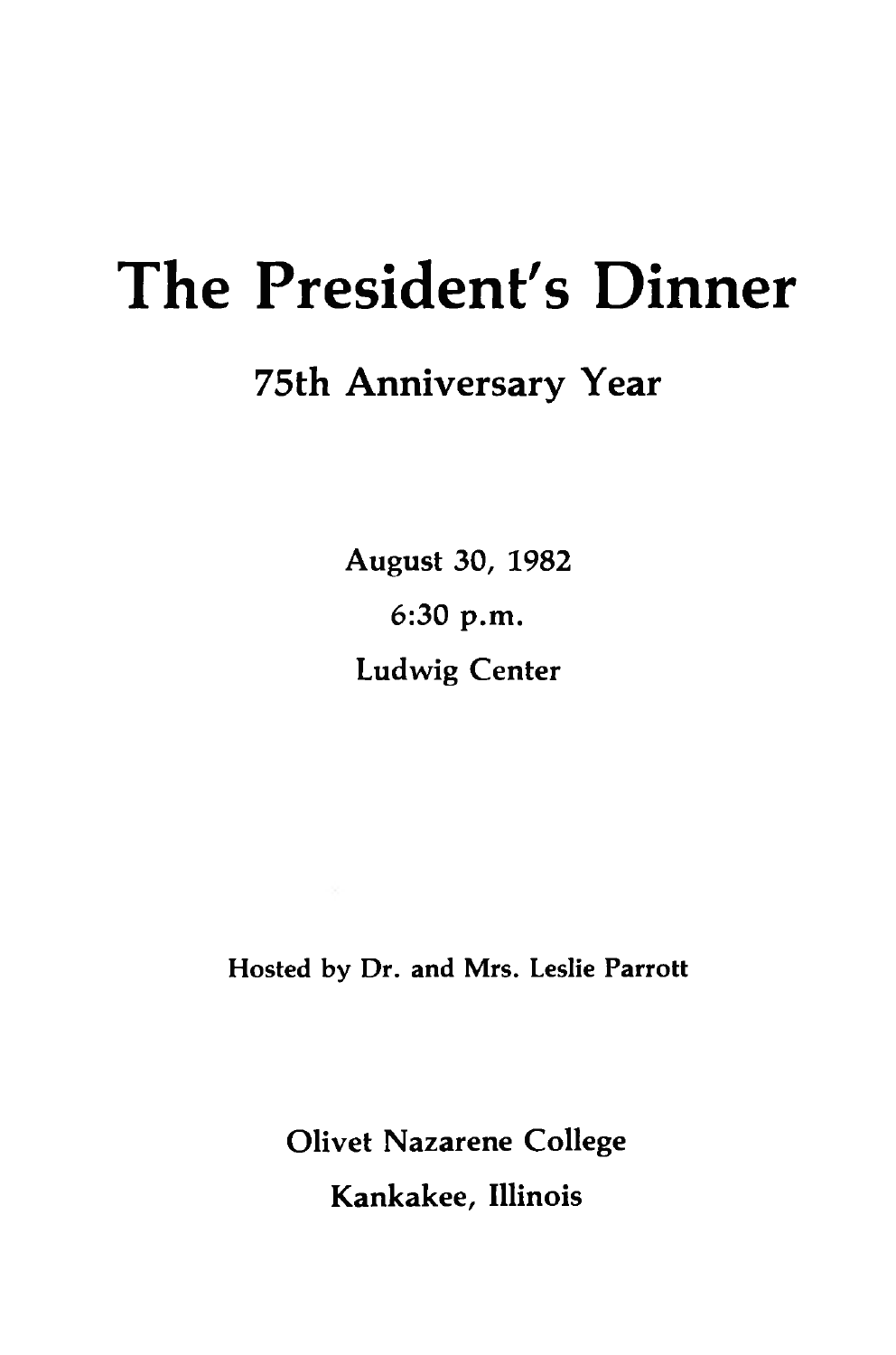# The President's Dinner

## 75th Anniversary Year

August 30, 1982

6:30 p.m.

Ludwig Center

Hosted by Dr. and Mrs. Leslie Parrott

Olivet Nazarene College

Kankakee, Illinois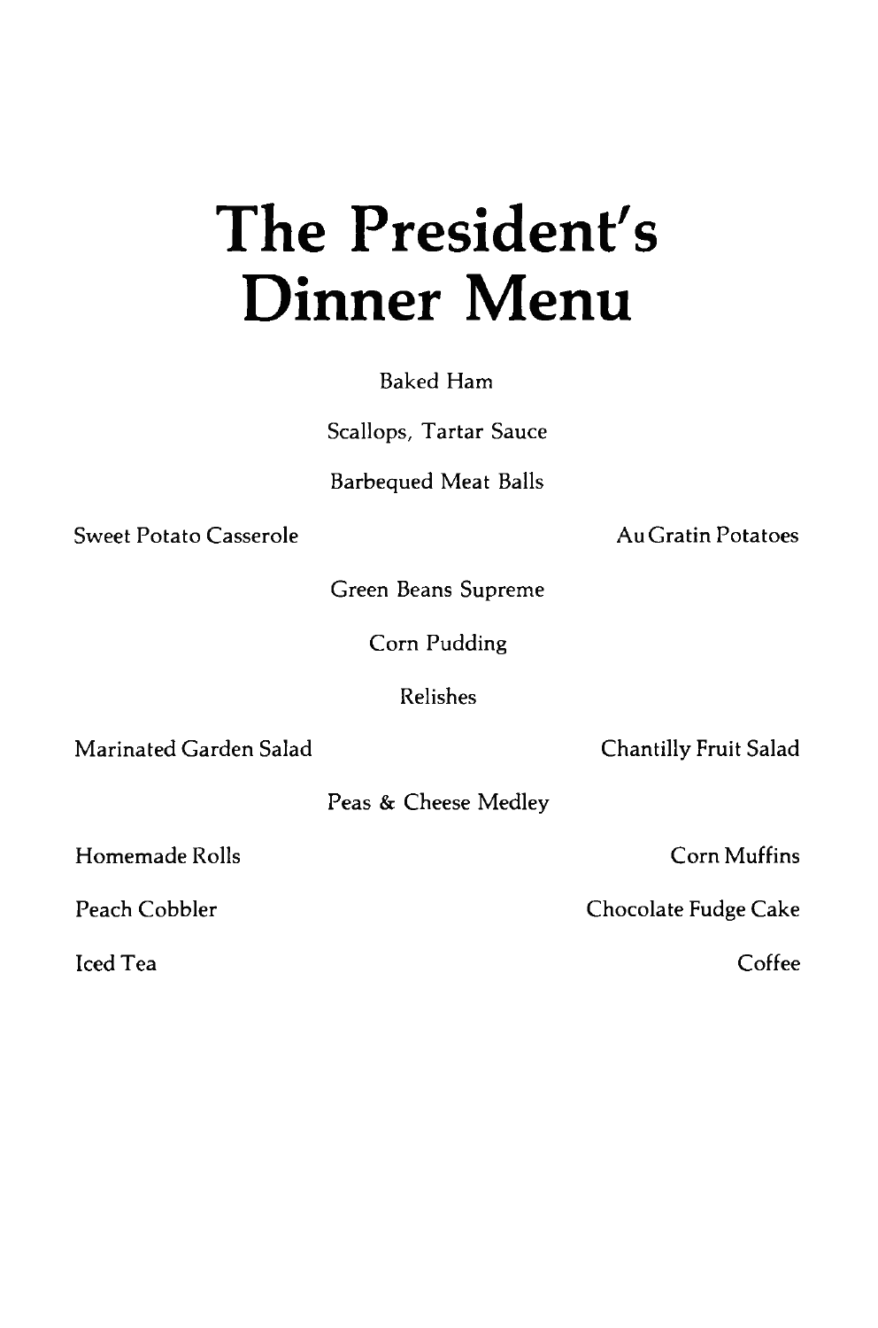# The President's Dinner Menu

Baked Ham

Scallops, Tartar Sauce

Barbequed Meat Balls

Sweet Potato Casserole

Au Gratin Potatoes

Green Beans Supreme

Corn Pudding

Relishes

Marinated Garden Salad

Chantilly Fruit Salad

Peas & Cheese Medley

Homemade Rolls

Corn Muffins

Peach Cobbler

Chocolate Fudge Cake

Iced Tea

Coffee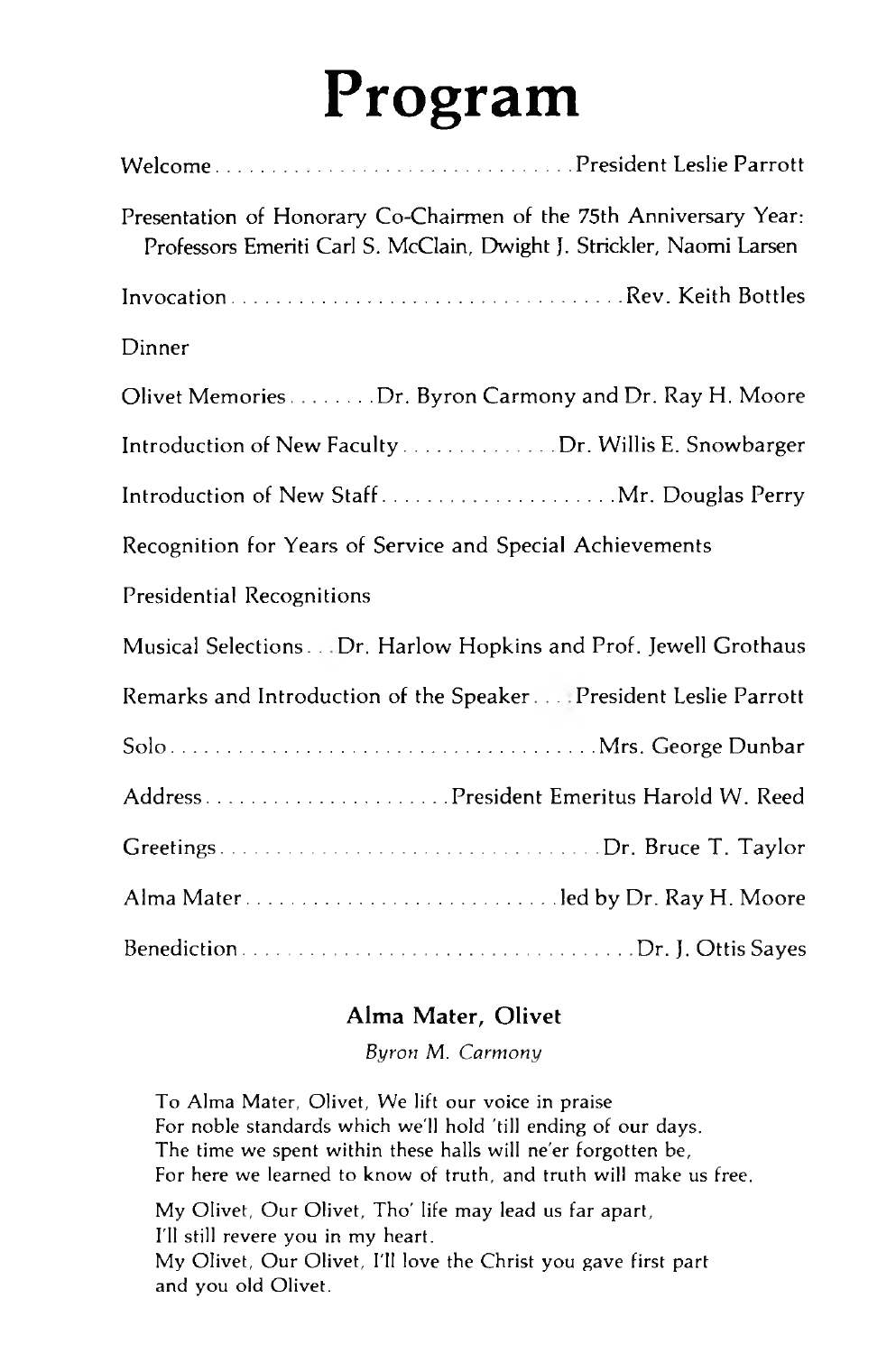# Program

Welcome . . . . . . . . . . . . . . . . . . . . . . . . . . . . . . . . President Leslie Parrott

Presentation of Honorary Co-Chairmen of the 75th Anniversary Year:
Professors Emeriti Carl S. McClain, Dwight J. Strickler, Naomi Larsen

Invocation . . . . . . . . . . . . . . . . . . . . . . . . . . . . . . . . . . . Rev. Keith Bottles

Dinner

Olivet Memories . . . . . . . . Dr. Byron Carmony and Dr. Ray H. Moore

Introduction of New Faculty . . . . . . . . . . . . . . Dr. Willis E. Snowbarger

Introduction of New Staff . . . . . . . . . . . . . . . . . . . . . Mr. Douglas Perry

Recognition for Years of Service and Special Achievements

Presidential Recognitions

Musical Selections . . . Dr. Harlow Hopkins and Prof. Jewell Grothaus

Remarks and Introduction of the Speaker . . . . President Leslie Parrott

Solo . . . . . . . . . . . . . . . . . . . . . . . . . . . . . . . . . . . . . . Mrs. George Dunbar

Address . . . . . . . . . . . . . . . . . . . . . . President Emeritus Harold W. Reed

Greetings . . . . . . . . . . . . . . . . . . . . . . . . . . . . . . . . . . Dr. Bruce T. Taylor

Alma Mater . . . . . . . . . . . . . . . . . . . . . . . . . . . . led by Dr. Ray H. Moore

Benediction . . . . . . . . . . . . . . . . . . . . . . . . . . . . . . . . . . . Dr. J. Ottis Sayes

### Alma Mater, Olivet

*Byron M. Carmony*

To Alma Mater, Olivet, We lift our voice in praise
For noble standards which we'll hold 'till ending of our days.
The time we spent within these halls will ne'er forgotten be,
For here we learned to know of truth, and truth will make us free.

My Olivet, Our Olivet, Tho' life may lead us far apart,
I'll still revere you in my heart.
My Olivet, Our Olivet, I'll love the Christ you gave first part
and you old Olivet.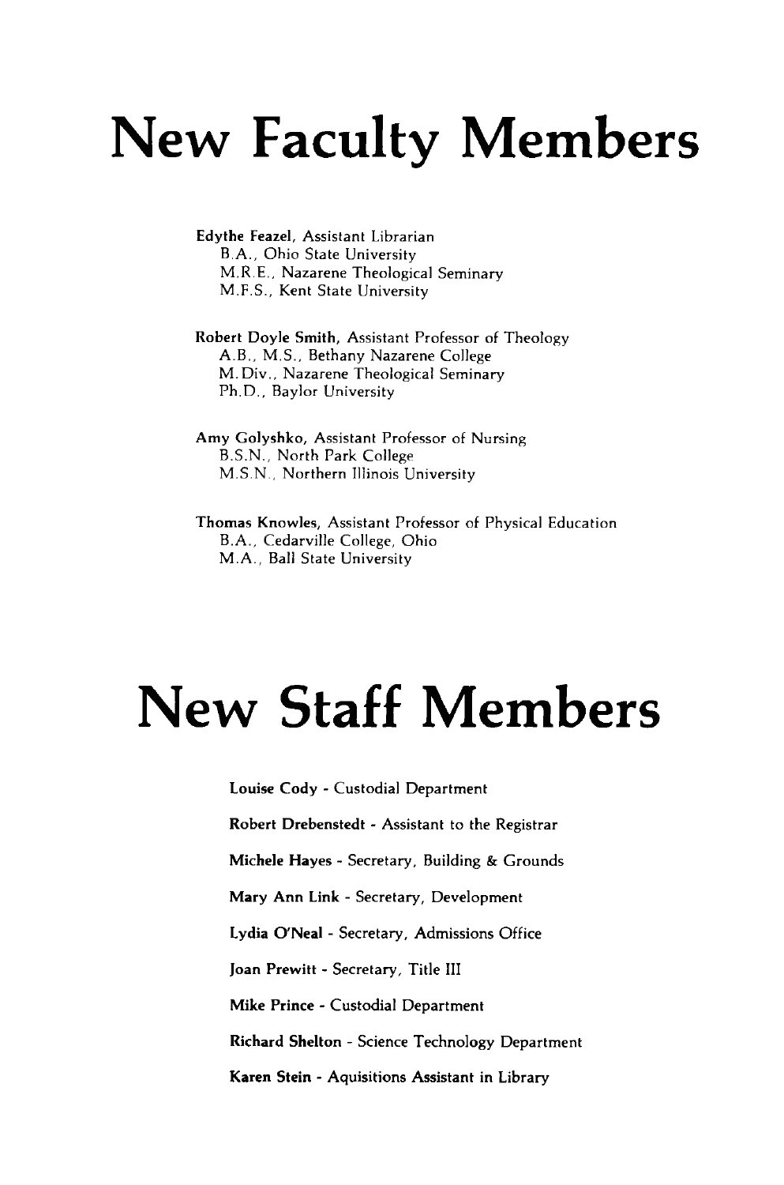# New Faculty Members

**Edythe Feazel**, Assistant Librarian
B.A., Ohio State University
M.R.E., Nazarene Theological Seminary
M.F.S., Kent State University

**Robert Doyle Smith**, Assistant Professor of Theology
A.B., M.S., Bethany Nazarene College
M.Div., Nazarene Theological Seminary
Ph.D., Baylor University

**Amy Golyshko**, Assistant Professor of Nursing
B.S.N., North Park College
M.S.N., Northern Illinois University

**Thomas Knowles**, Assistant Professor of Physical Education
B.A., Cedarville College, Ohio
M.A., Ball State University

# New Staff Members

**Louise Cody** - Custodial Department

**Robert Drebenstedt** - Assistant to the Registrar

**Michele Hayes** - Secretary, Building & Grounds

**Mary Ann Link** - Secretary, Development

**Lydia O'Neal** - Secretary, Admissions Office

**Joan Prewitt** - Secretary, Title III

**Mike Prince** - Custodial Department

**Richard Shelton** - Science Technology Department

**Karen Stein** - Aquisitions Assistant in Library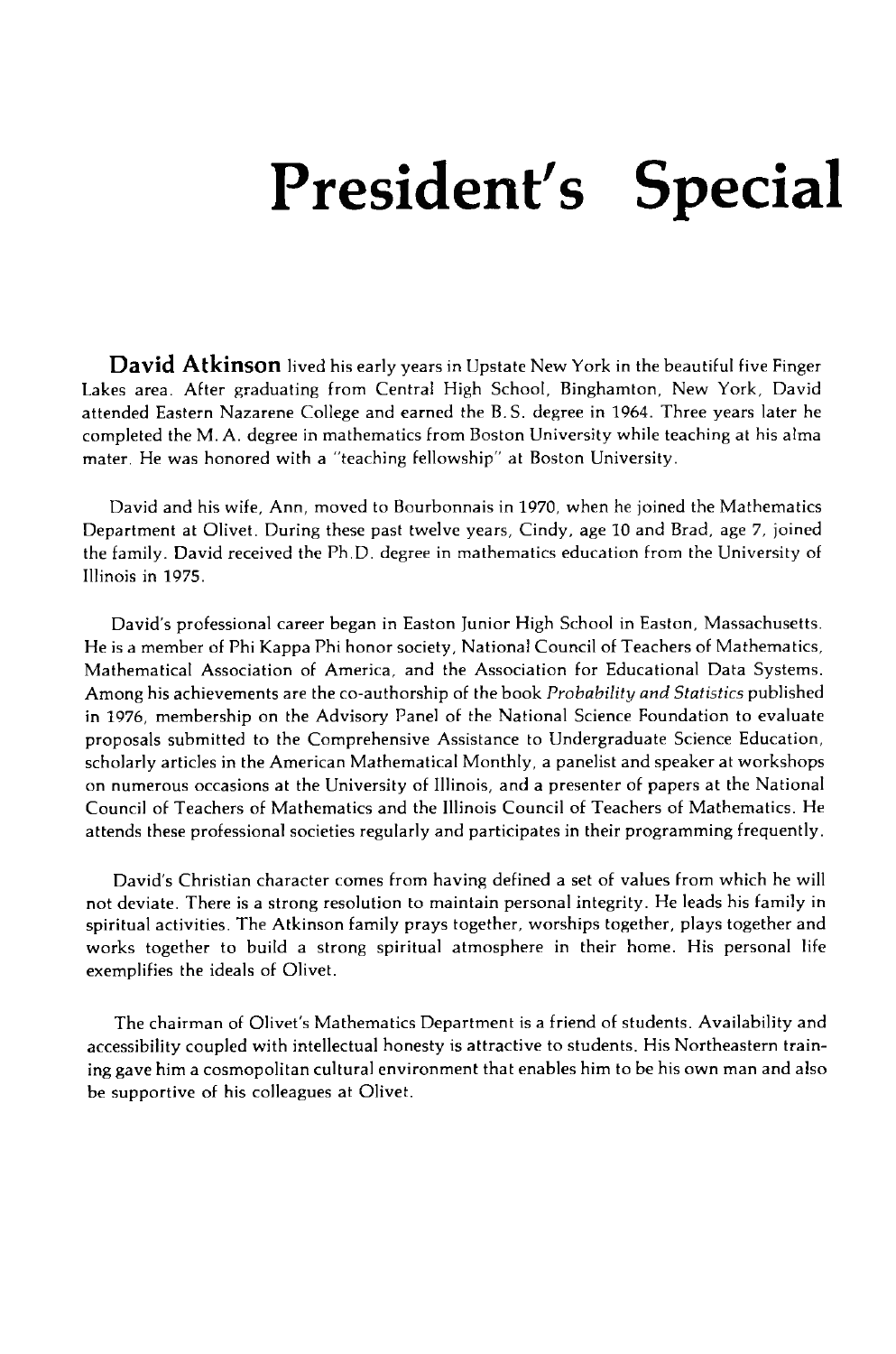# President's Special

**David Atkinson** lived his early years in Upstate New York in the beautiful five Finger Lakes area. After graduating from Central High School, Binghamton, New York, David attended Eastern Nazarene College and earned the B.S. degree in 1964. Three years later he completed the M. A. degree in mathematics from Boston University while teaching at his alma mater. He was honored with a "teaching fellowship" at Boston University.

David and his wife, Ann, moved to Bourbonnais in 1970, when he joined the Mathematics Department at Olivet. During these past twelve years, Cindy, age 10 and Brad, age 7, joined the family. David received the Ph.D. degree in mathematics education from the University of Illinois in 1975.

David's professional career began in Easton Junior High School in Easton, Massachusetts. He is a member of Phi Kappa Phi honor society, National Council of Teachers of Mathematics, Mathematical Association of America, and the Association for Educational Data Systems. Among his achievements are the co-authorship of the book *Probability and Statistics* published in 1976, membership on the Advisory Panel of the National Science Foundation to evaluate proposals submitted to the Comprehensive Assistance to Undergraduate Science Education, scholarly articles in the American Mathematical Monthly, a panelist and speaker at workshops on numerous occasions at the University of Illinois, and a presenter of papers at the National Council of Teachers of Mathematics and the Illinois Council of Teachers of Mathematics. He attends these professional societies regularly and participates in their programming frequently.

David's Christian character comes from having defined a set of values from which he will not deviate. There is a strong resolution to maintain personal integrity. He leads his family in spiritual activities. The Atkinson family prays together, worships together, plays together and works together to build a strong spiritual atmosphere in their home. His personal life exemplifies the ideals of Olivet.

The chairman of Olivet's Mathematics Department is a friend of students. Availability and accessibility coupled with intellectual honesty is attractive to students. His Northeastern training gave him a cosmopolitan cultural environment that enables him to be his own man and also be supportive of his colleagues at Olivet.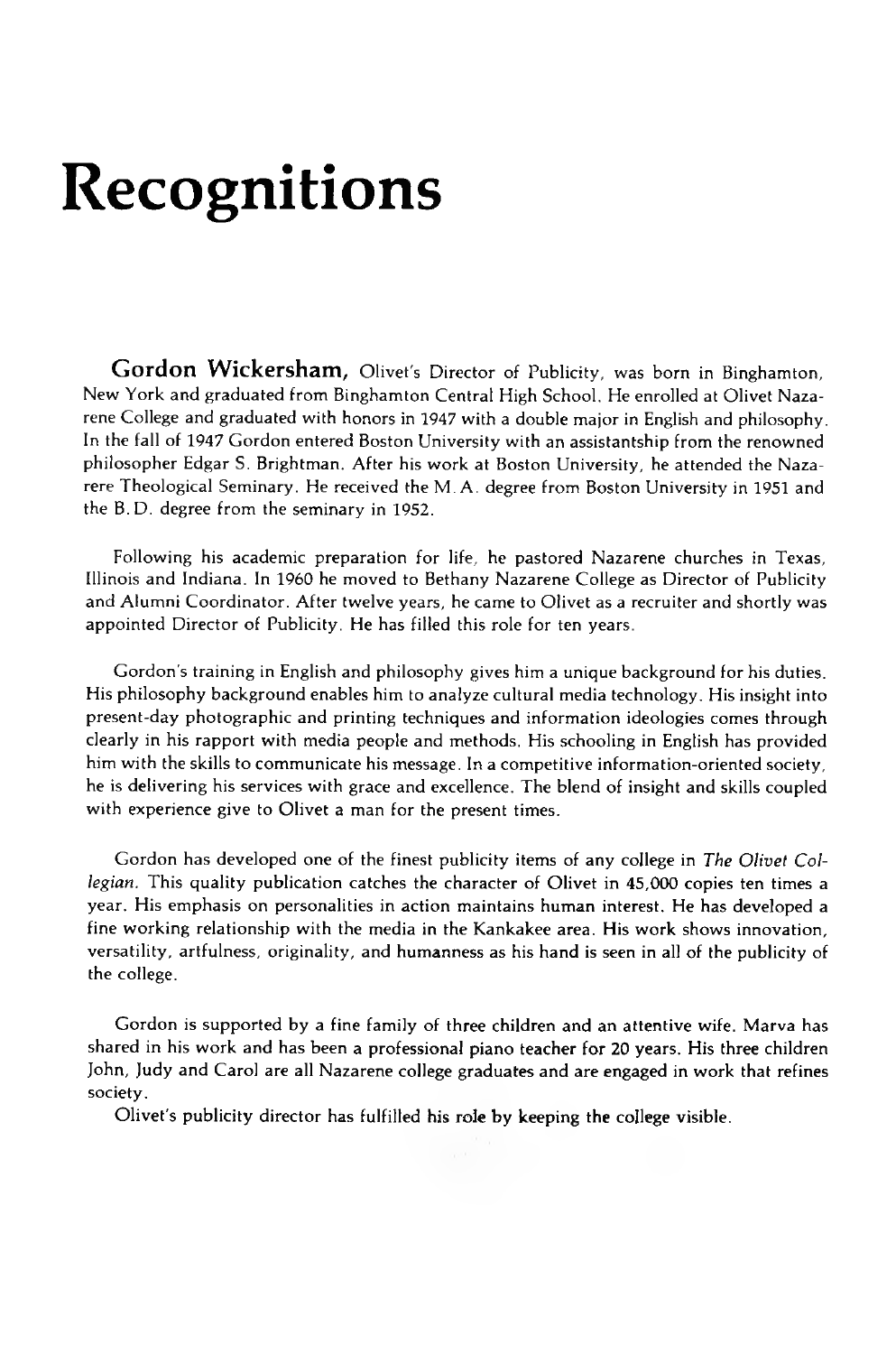# Recognitions

**Gordon Wickersham,** Olivet's Director of Publicity, was born in Binghamton, New York and graduated from Binghamton Central High School. He enrolled at Olivet Nazarene College and graduated with honors in 1947 with a double major in English and philosophy. In the fall of 1947 Gordon entered Boston University with an assistantship from the renowned philosopher Edgar S. Brightman. After his work at Boston University, he attended the Nazarene Theological Seminary. He received the M. A. degree from Boston University in 1951 and the B. D. degree from the seminary in 1952.

Following his academic preparation for life, he pastored Nazarene churches in Texas, Illinois and Indiana. In 1960 he moved to Bethany Nazarene College as Director of Publicity and Alumni Coordinator. After twelve years, he came to Olivet as a recruiter and shortly was appointed Director of Publicity. He has filled this role for ten years.

Gordon's training in English and philosophy gives him a unique background for his duties. His philosophy background enables him to analyze cultural media technology. His insight into present-day photographic and printing techniques and information ideologies comes through clearly in his rapport with media people and methods. His schooling in English has provided him with the skills to communicate his message. In a competitive information-oriented society, he is delivering his services with grace and excellence. The blend of insight and skills coupled with experience give to Olivet a man for the present times.

Gordon has developed one of the finest publicity items of any college in *The Olivet Collegian.* This quality publication catches the character of Olivet in 45,000 copies ten times a year. His emphasis on personalities in action maintains human interest. He has developed a fine working relationship with the media in the Kankakee area. His work shows innovation, versatility, artfulness, originality, and humanness as his hand is seen in all of the publicity of the college.

Gordon is supported by a fine family of three children and an attentive wife. Marva has shared in his work and has been a professional piano teacher for 20 years. His three children John, Judy and Carol are all Nazarene college graduates and are engaged in work that refines society.

Olivet's publicity director has fulfilled his role by keeping the college visible.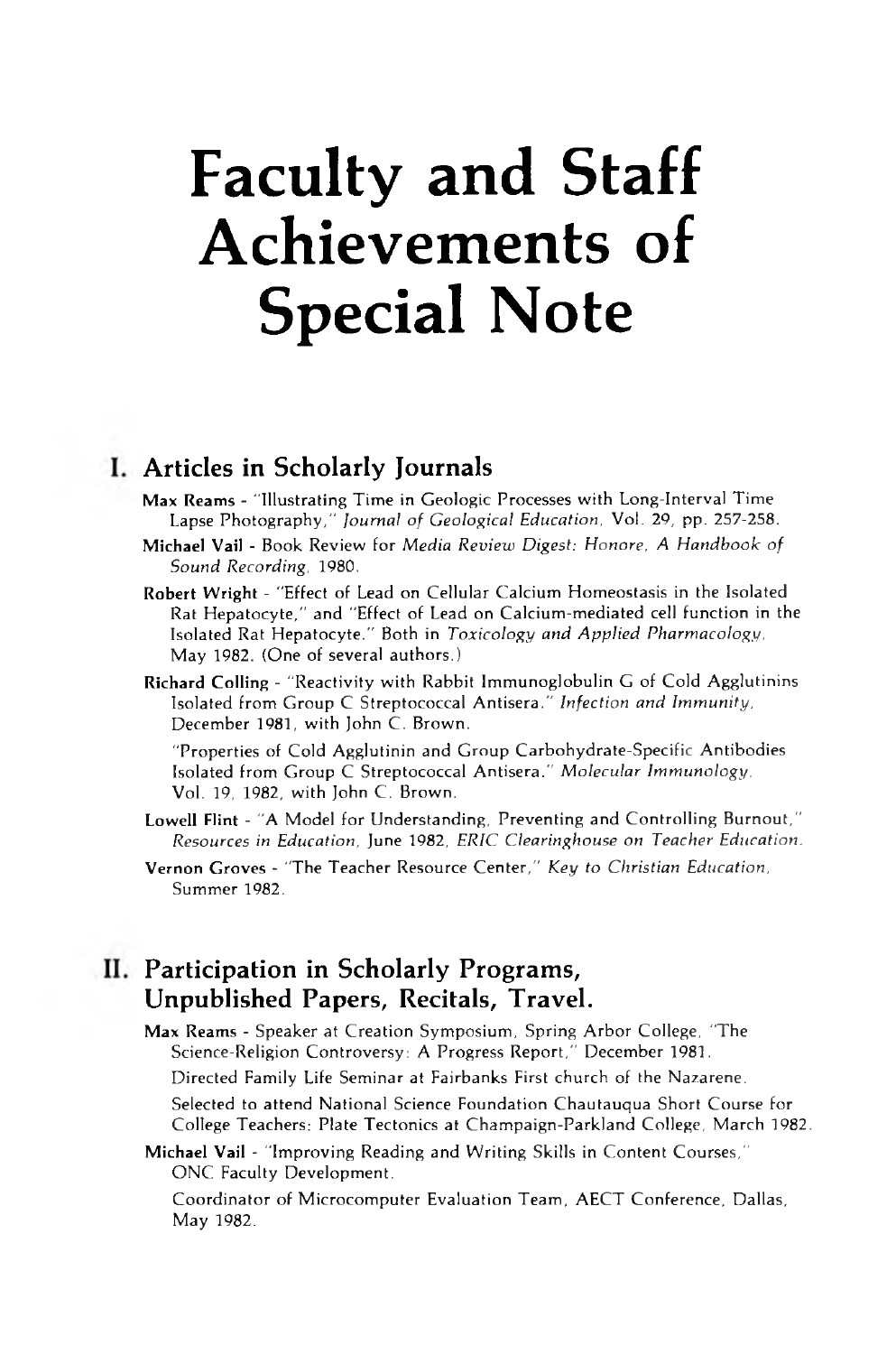# Faculty and Staff Achievements of Special Note

## I. Articles in Scholarly Journals

**Max Reams** - "Illustrating Time in Geologic Processes with Long-Interval Time Lapse Photography," *Journal of Geological Education*, Vol. 29, pp. 257-258.

**Michael Vail** - Book Review for *Media Review Digest: Honore, A Handbook of Sound Recording*, 1980.

**Robert Wright** - "Effect of Lead on Cellular Calcium Homeostasis in the Isolated Rat Hepatocyte," and "Effect of Lead on Calcium-mediated cell function in the Isolated Rat Hepatocyte." Both in *Toxicology and Applied Pharmacology*, May 1982. (One of several authors.)

**Richard Colling** - "Reactivity with Rabbit Immunoglobulin G of Cold Agglutinins Isolated from Group C Streptococcal Antisera." *Infection and Immunity*, December 1981, with John C. Brown.

"Properties of Cold Agglutinin and Group Carbohydrate-Specific Antibodies Isolated from Group C Streptococcal Antisera." *Molecular Immunology*, Vol. 19, 1982, with John C. Brown.

**Lowell Flint** - "A Model for Understanding, Preventing and Controlling Burnout," *Resources in Education*, June 1982, *ERIC Clearinghouse on Teacher Education*.

**Vernon Groves** - "The Teacher Resource Center," *Key to Christian Education*, Summer 1982.

## II. Participation in Scholarly Programs, Unpublished Papers, Recitals, Travel.

**Max Reams** - Speaker at Creation Symposium, Spring Arbor College, "The Science-Religion Controversy: A Progress Report," December 1981.

Directed Family Life Seminar at Fairbanks First church of the Nazarene.

Selected to attend National Science Foundation Chautauqua Short Course for College Teachers: Plate Tectonics at Champaign-Parkland College, March 1982.

**Michael Vail** - "Improving Reading and Writing Skills in Content Courses," ONC Faculty Development.

Coordinator of Microcomputer Evaluation Team, AECT Conference, Dallas, May 1982.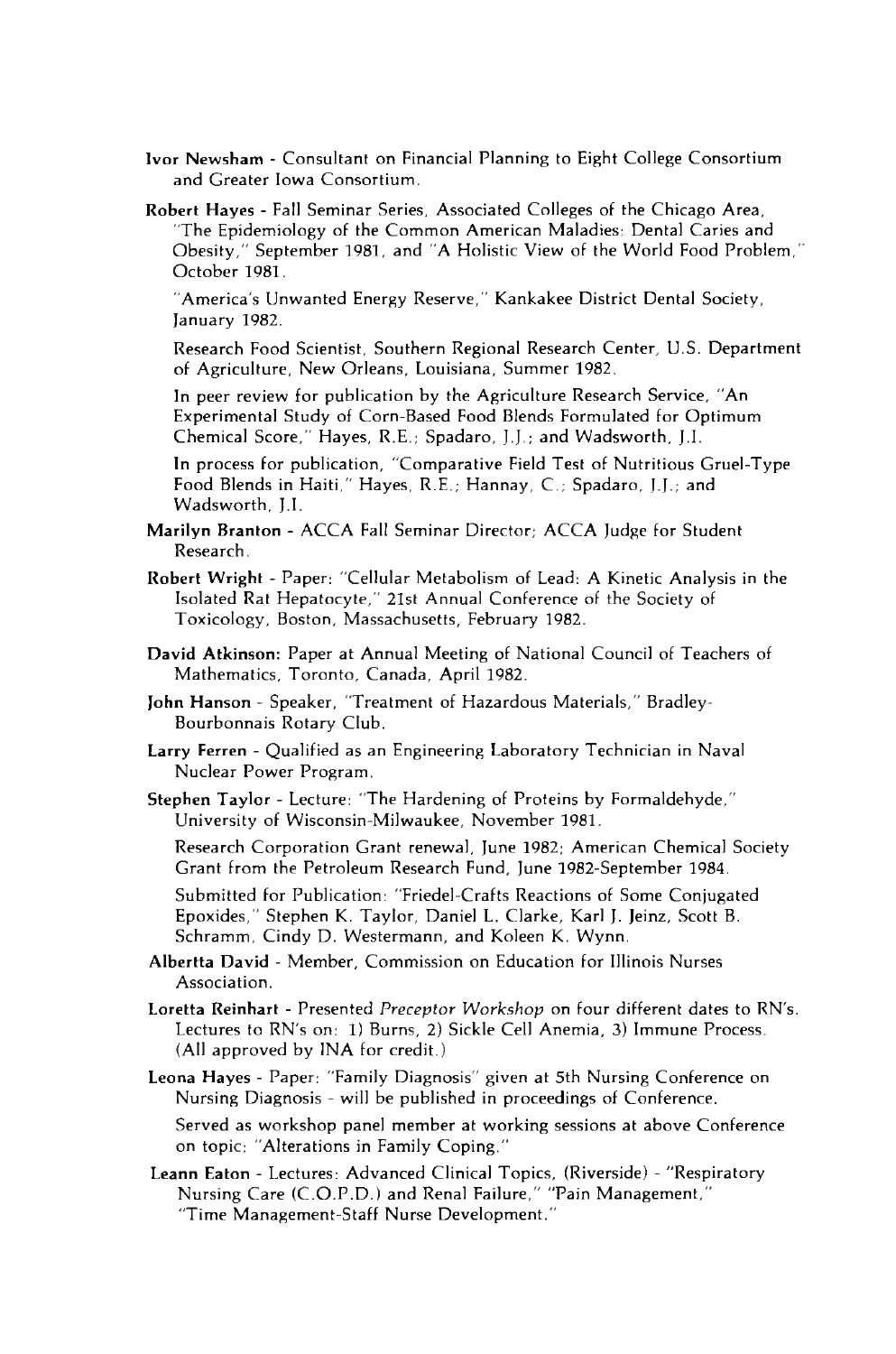**Ivor Newsham** - Consultant on Financial Planning to Eight College Consortium and Greater Iowa Consortium.

**Robert Hayes** - Fall Seminar Series, Associated Colleges of the Chicago Area, "The Epidemiology of the Common American Maladies: Dental Caries and Obesity," September 1981, and "A Holistic View of the World Food Problem," October 1981.

"America's Unwanted Energy Reserve," Kankakee District Dental Society, January 1982.

Research Food Scientist, Southern Regional Research Center, U.S. Department of Agriculture, New Orleans, Louisiana, Summer 1982.

In peer review for publication by the Agriculture Research Service, "An Experimental Study of Corn-Based Food Blends Formulated for Optimum Chemical Score," Hayes, R.E.; Spadaro, J.J.; and Wadsworth, J.I.

In process for publication, "Comparative Field Test of Nutritious Gruel-Type Food Blends in Haiti," Hayes, R.E.; Hannay, C.; Spadaro, J.J.; and Wadsworth, J.I.

**Marilyn Branton** - ACCA Fall Seminar Director; ACCA Judge for Student Research.

**Robert Wright** - Paper: "Cellular Metabolism of Lead: A Kinetic Analysis in the Isolated Rat Hepatocyte," 21st Annual Conference of the Society of Toxicology, Boston, Massachusetts, February 1982.

**David Atkinson:** Paper at Annual Meeting of National Council of Teachers of Mathematics, Toronto, Canada, April 1982.

**John Hanson** - Speaker, "Treatment of Hazardous Materials," Bradley-Bourbonnais Rotary Club.

**Larry Ferren** - Qualified as an Engineering Laboratory Technician in Naval Nuclear Power Program.

**Stephen Taylor** - Lecture: "The Hardening of Proteins by Formaldehyde," University of Wisconsin-Milwaukee, November 1981.

Research Corporation Grant renewal, June 1982; American Chemical Society Grant from the Petroleum Research Fund, June 1982-September 1984.

Submitted for Publication: "Friedel-Crafts Reactions of Some Conjugated Epoxides," Stephen K. Taylor, Daniel L. Clarke, Karl J. Jeinz, Scott B. Schramm, Cindy D. Westermann, and Koleen K. Wynn.

**Albertta David** - Member, Commission on Education for Illinois Nurses Association.

**Loretta Reinhart** - Presented *Preceptor Workshop* on four different dates to RN's. Lectures to RN's on: 1) Burns, 2) Sickle Cell Anemia, 3) Immune Process. (All approved by INA for credit.)

**Leona Hayes** - Paper: "Family Diagnosis" given at 5th Nursing Conference on Nursing Diagnosis - will be published in proceedings of Conference.

Served as workshop panel member at working sessions at above Conference on topic: "Alterations in Family Coping."

**Leann Eaton** - Lectures: Advanced Clinical Topics, (Riverside) - "Respiratory Nursing Care (C.O.P.D.) and Renal Failure," "Pain Management," "Time Management-Staff Nurse Development."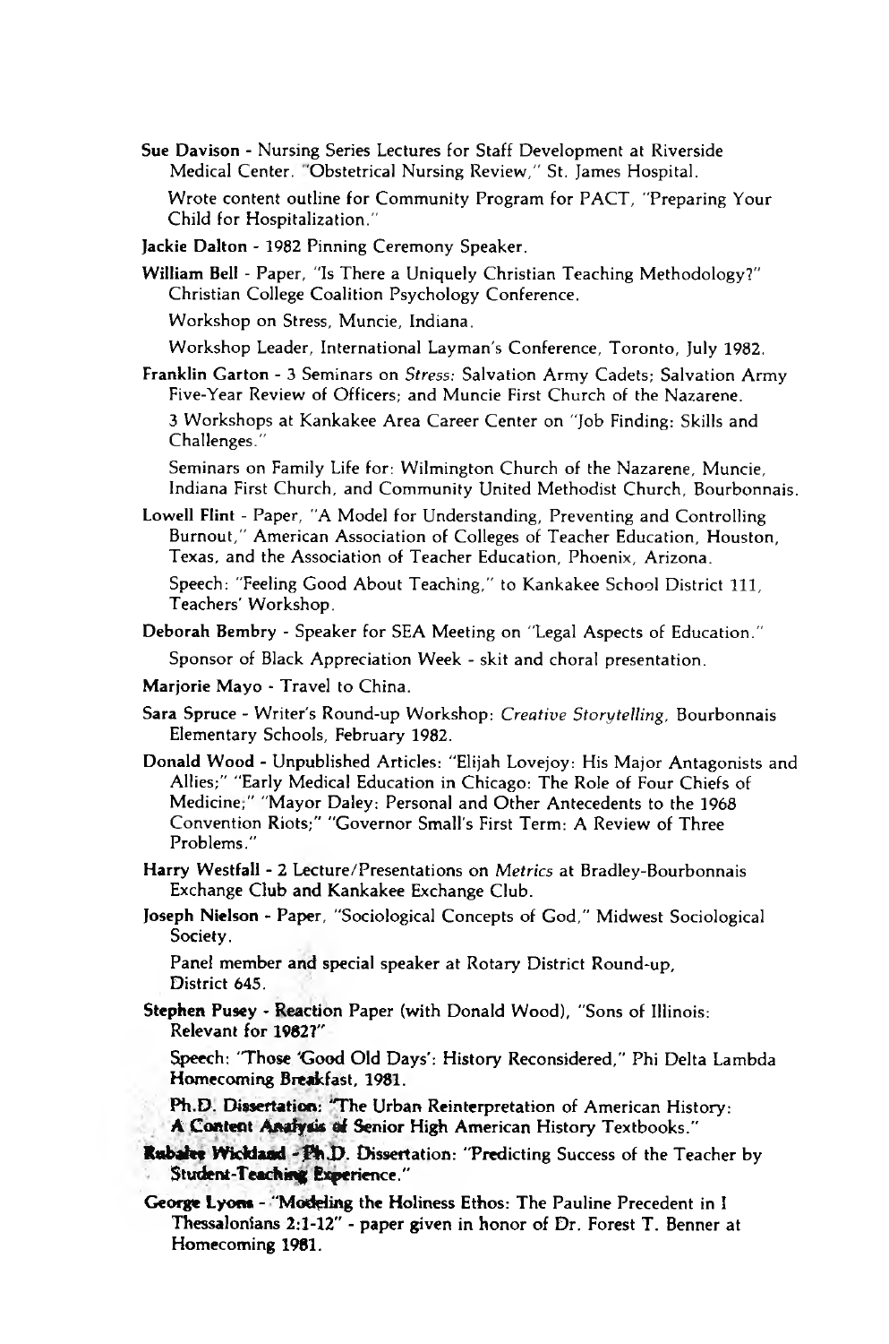**Sue Davison** - Nursing Series Lectures for Staff Development at Riverside Medical Center. "Obstetrical Nursing Review," St. James Hospital.

Wrote content outline for Community Program for PACT, "Preparing Your Child for Hospitalization."

**Jackie Dalton** - 1982 Pinning Ceremony Speaker.

**William Bell** - Paper, "Is There a Uniquely Christian Teaching Methodology?" Christian College Coalition Psychology Conference.

Workshop on Stress, Muncie, Indiana.

Workshop Leader, International Layman's Conference, Toronto, July 1982.

**Franklin Garton** - 3 Seminars on *Stress:* Salvation Army Cadets; Salvation Army Five-Year Review of Officers; and Muncie First Church of the Nazarene.

3 Workshops at Kankakee Area Career Center on "Job Finding: Skills and Challenges."

Seminars on Family Life for: Wilmington Church of the Nazarene, Muncie, Indiana First Church, and Community United Methodist Church, Bourbonnais.

**Lowell Flint** - Paper, "A Model for Understanding, Preventing and Controlling Burnout," American Association of Colleges of Teacher Education, Houston, Texas, and the Association of Teacher Education, Phoenix, Arizona.

Speech: "Feeling Good About Teaching," to Kankakee School District 111, Teachers' Workshop.

**Deborah Bembry** - Speaker for SEA Meeting on "Legal Aspects of Education."

Sponsor of Black Appreciation Week - skit and choral presentation.

**Marjorie Mayo** - Travel to China.

**Sara Spruce** - Writer's Round-up Workshop: *Creative Storytelling,* Bourbonnais Elementary Schools, February 1982.

**Donald Wood** - Unpublished Articles: "Elijah Lovejoy: His Major Antagonists and Allies;" "Early Medical Education in Chicago: The Role of Four Chiefs of Medicine;" "Mayor Daley: Personal and Other Antecedents to the 1968 Convention Riots;" "Governor Small's First Term: A Review of Three Problems."

**Harry Westfall** - 2 Lecture/Presentations on *Metrics* at Bradley-Bourbonnais Exchange Club and Kankakee Exchange Club.

**Joseph Nielson** - Paper, "Sociological Concepts of God," Midwest Sociological Society.

Panel member and special speaker at Rotary District Round-up, District 645.

**Stephen Pusey** - Reaction Paper (with Donald Wood), "Sons of Illinois: Relevant for 1982?"

Speech: "Those 'Good Old Days': History Reconsidered," Phi Delta Lambda Homecoming Breakfast, 1981.

Ph.D. Dissertation: "The Urban Reinterpretation of American History: A Content Analysis of Senior High American History Textbooks."

**Rubalee Wickland** - Ph.D. Dissertation: "Predicting Success of the Teacher by Student-Teaching Experience."

**George Lyons** - "Modeling the Holiness Ethos: The Pauline Precedent in I Thessalonians 2:1-12" - paper given in honor of Dr. Forest T. Benner at Homecoming 1981.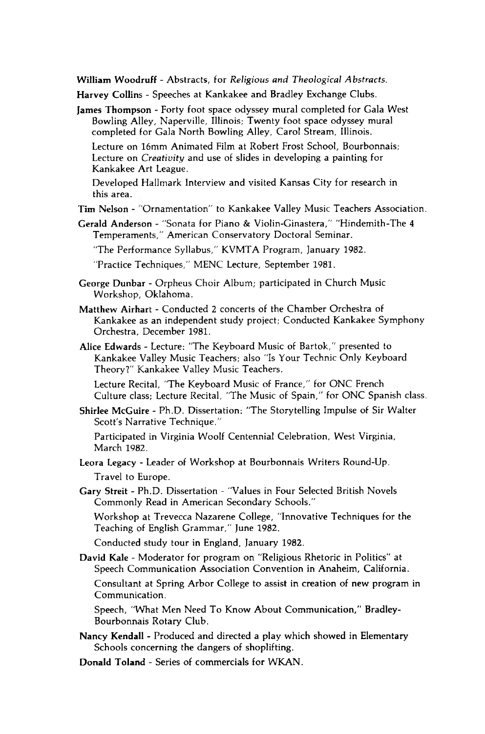**William Woodruff** - Abstracts, for *Religious and Theological Abstracts.*

**Harvey Collins** - Speeches at Kankakee and Bradley Exchange Clubs.

**James Thompson** - Forty foot space odyssey mural completed for Gala West Bowling Alley, Naperville, Illinois; Twenty foot space odyssey mural completed for Gala North Bowling Alley, Carol Stream, Illinois.

Lecture on 16mm Animated Film at Robert Frost School, Bourbonnais; Lecture on *Creativity* and use of slides in developing a painting for Kankakee Art League.

Developed Hallmark Interview and visited Kansas City for research in this area.

**Tim Nelson** - "Ornamentation" to Kankakee Valley Music Teachers Association.

**Gerald Anderson** - "Sonata for Piano & Violin-Ginastera," "Hindemith-The 4 Temperaments," American Conservatory Doctoral Seminar.

"The Performance Syllabus," KVMTA Program, January 1982.

"Practice Techniques," MENC Lecture, September 1981.

**George Dunbar** - Orpheus Choir Album; participated in Church Music Workshop, Oklahoma.

**Matthew Airhart** - Conducted 2 concerts of the Chamber Orchestra of Kankakee as an independent study project; Conducted Kankakee Symphony Orchestra, December 1981.

**Alice Edwards** - Lecture: "The Keyboard Music of Bartok," presented to Kankakee Valley Music Teachers; also "Is Your Technic Only Keyboard Theory?" Kankakee Valley Music Teachers.

Lecture Recital, "The Keyboard Music of France," for ONC French Culture class; Lecture Recital, "The Music of Spain," for ONC Spanish class.

**Shirlee McGuire** - Ph.D. Dissertation: "The Storytelling Impulse of Sir Walter Scott's Narrative Technique."

Participated in Virginia Woolf Centennial Celebration, West Virginia, March 1982.

**Leora Legacy** - Leader of Workshop at Bourbonnais Writers Round-Up.

Travel to Europe.

**Gary Streit** - Ph.D. Dissertation - "Values in Four Selected British Novels Commonly Read in American Secondary Schools."

Workshop at Trevecca Nazarene College, "Innovative Techniques for the Teaching of English Grammar," June 1982.

Conducted study tour in England, January 1982.

**David Kale** - Moderator for program on "Religious Rhetoric in Politics" at Speech Communication Association Convention in Anaheim, California.

Consultant at Spring Arbor College to assist in creation of new program in Communication.

Speech, "What Men Need To Know About Communication," Bradley-Bourbonnais Rotary Club.

**Nancy Kendall** - Produced and directed a play which showed in Elementary Schools concerning the dangers of shoplifting.

**Donald Toland** - Series of commercials for WKAN.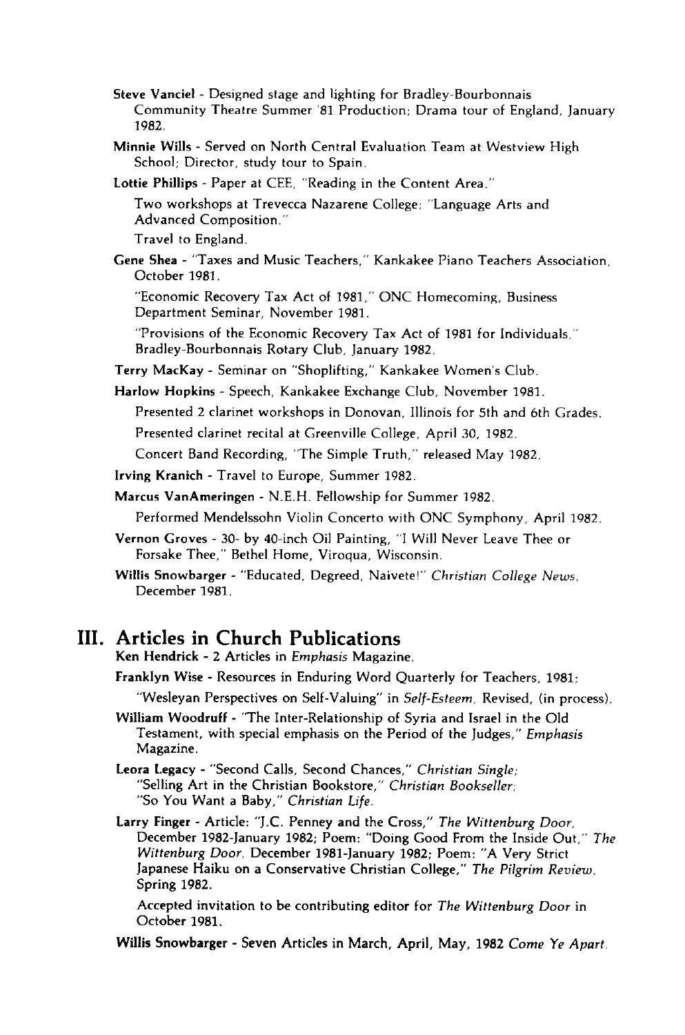**Steve Vanciel** - Designed stage and lighting for Bradley-Bourbonnais Community Theatre Summer '81 Production; Drama tour of England, January 1982.

**Minnie Wills** - Served on North Central Evaluation Team at Westview High School; Director, study tour to Spain.

**Lottie Phillips** - Paper at CEE, "Reading in the Content Area."

Two workshops at Trevecca Nazarene College; "Language Arts and Advanced Composition."

Travel to England.

**Gene Shea** - "Taxes and Music Teachers," Kankakee Piano Teachers Association, October 1981.

"Economic Recovery Tax Act of 1981," ONC Homecoming, Business Department Seminar, November 1981.

"Provisions of the Economic Recovery Tax Act of 1981 for Individuals," Bradley-Bourbonnais Rotary Club, January 1982.

**Terry MacKay** - Seminar on "Shoplifting," Kankakee Women's Club.

**Harlow Hopkins** - Speech, Kankakee Exchange Club, November 1981.

Presented 2 clarinet workshops in Donovan, Illinois for 5th and 6th Grades.

Presented clarinet recital at Greenville College, April 30, 1982.

Concert Band Recording, "The Simple Truth," released May 1982.

**Irving Kranich** - Travel to Europe, Summer 1982.

**Marcus VanAmeringen** - N.E.H. Fellowship for Summer 1982.

Performed Mendelssohn Violin Concerto with ONC Symphony, April 1982.

**Vernon Groves** - 30- by 40-inch Oil Painting, "I Will Never Leave Thee or Forsake Thee," Bethel Home, Viroqua, Wisconsin.

**Willis Snowbarger** - "Educated, Degreed, Naivete!" *Christian College News*, December 1981.

## III. Articles in Church Publications

**Ken Hendrick** - 2 Articles in *Emphasis* Magazine.

**Franklyn Wise** - Resources in Enduring Word Quarterly for Teachers, 1981;

"Wesleyan Perspectives on Self-Valuing" in *Self-Esteem*, Revised, (in process).

**William Woodruff** - "The Inter-Relationship of Syria and Israel in the Old Testament, with special emphasis on the Period of the Judges," *Emphasis* Magazine.

**Leora Legacy** - "Second Calls, Second Chances," *Christian Single*; "Selling Art in the Christian Bookstore," *Christian Bookseller*; "So You Want a Baby," *Christian Life*.

**Larry Finger** - Article: "J.C. Penney and the Cross," *The Wittenburg Door*, December 1982-January 1982; Poem: "Doing Good From the Inside Out," *The Wittenburg Door*, December 1981-January 1982; Poem: "A Very Strict Japanese Haiku on a Conservative Christian College," *The Pilgrim Review*, Spring 1982.

Accepted invitation to be contributing editor for *The Wittenburg Door* in October 1981.

**Willis Snowbarger** - Seven Articles in March, April, May, 1982 *Come Ye Apart*.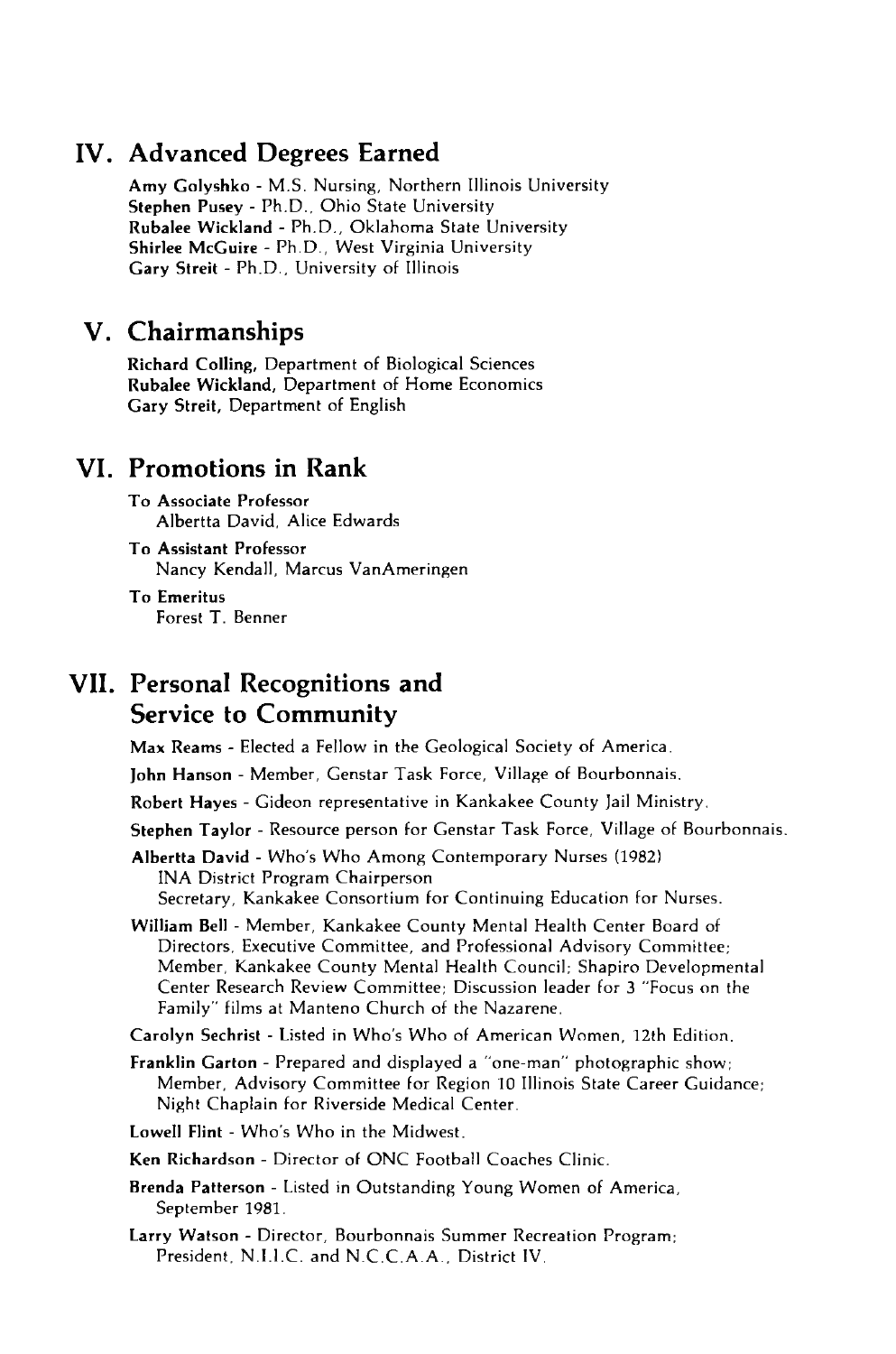## IV. Advanced Degrees Earned

**Amy Golyshko** - M.S. Nursing, Northern Illinois University
**Stephen Pusey** - Ph.D., Ohio State University
**Rubalee Wickland** - Ph.D., Oklahoma State University
**Shirlee McGuire** - Ph.D., West Virginia University
**Gary Streit** - Ph.D., University of Illinois

## V. Chairmanships

**Richard Colling,** Department of Biological Sciences
**Rubalee Wickland,** Department of Home Economics
**Gary Streit,** Department of English

## VI. Promotions in Rank

**To Associate Professor**
Albertta David, Alice Edwards

**To Assistant Professor**
Nancy Kendall, Marcus VanAmeringen

**To Emeritus**
Forest T. Benner

## VII. Personal Recognitions and Service to Community

**Max Reams** - Elected a Fellow in the Geological Society of America.

**John Hanson** - Member, Genstar Task Force, Village of Bourbonnais.

**Robert Hayes** - Gideon representative in Kankakee County Jail Ministry.

**Stephen Taylor** - Resource person for Genstar Task Force, Village of Bourbonnais.

**Albertta David** - Who's Who Among Contemporary Nurses (1982)
INA District Program Chairperson
Secretary, Kankakee Consortium for Continuing Education for Nurses.

**William Bell** - Member, Kankakee County Mental Health Center Board of Directors, Executive Committee, and Professional Advisory Committee; Member, Kankakee County Mental Health Council; Shapiro Developmental Center Research Review Committee; Discussion leader for 3 "Focus on the Family" films at Manteno Church of the Nazarene.

**Carolyn Sechrist** - Listed in Who's Who of American Women, 12th Edition.

**Franklin Garton** - Prepared and displayed a "one-man" photographic show; Member, Advisory Committee for Region 10 Illinois State Career Guidance; Night Chaplain for Riverside Medical Center.

**Lowell Flint** - Who's Who in the Midwest.

**Ken Richardson** - Director of ONC Football Coaches Clinic.

**Brenda Patterson** - Listed in Outstanding Young Women of America, September 1981.

**Larry Watson** - Director, Bourbonnais Summer Recreation Program; President, N.I.I.C. and N.C.C.A.A., District IV.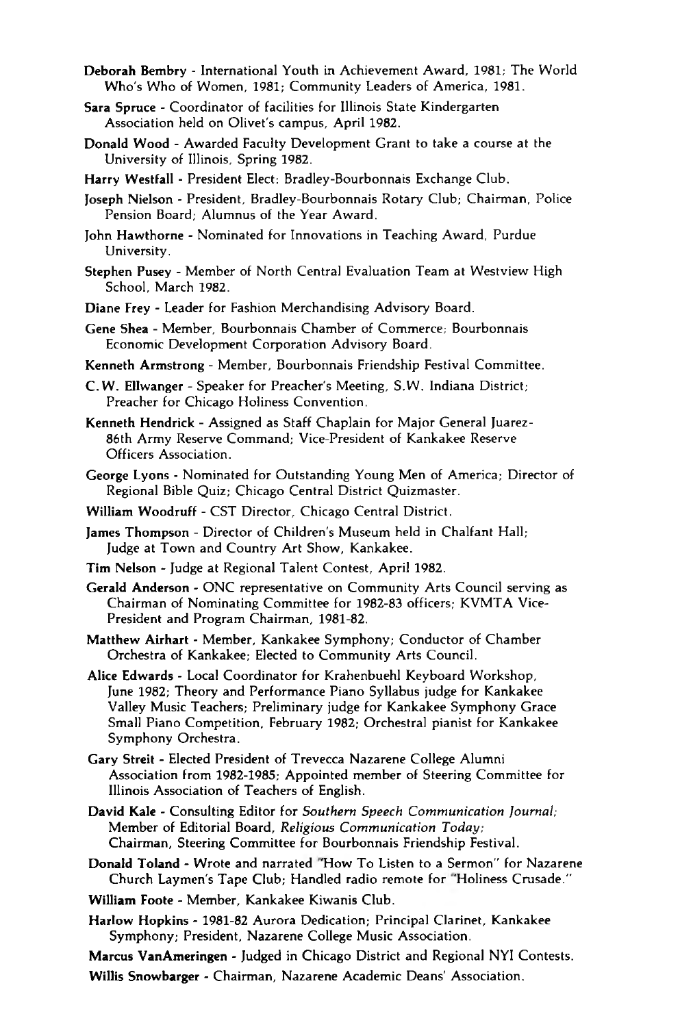**Deborah Bembry** - International Youth in Achievement Award, 1981; The World Who's Who of Women, 1981; Community Leaders of America, 1981.

**Sara Spruce** - Coordinator of facilities for Illinois State Kindergarten Association held on Olivet's campus, April 1982.

**Donald Wood** - Awarded Faculty Development Grant to take a course at the University of Illinois, Spring 1982.

**Harry Westfall** - President Elect: Bradley-Bourbonnais Exchange Club.

**Joseph Nielson** - President, Bradley-Bourbonnais Rotary Club; Chairman, Police Pension Board; Alumnus of the Year Award.

**John Hawthorne** - Nominated for Innovations in Teaching Award, Purdue University.

**Stephen Pusey** - Member of North Central Evaluation Team at Westview High School, March 1982.

**Diane Frey** - Leader for Fashion Merchandising Advisory Board.

**Gene Shea** - Member, Bourbonnais Chamber of Commerce; Bourbonnais Economic Development Corporation Advisory Board.

**Kenneth Armstrong** - Member, Bourbonnais Friendship Festival Committee.

**C.W. Ellwanger** - Speaker for Preacher's Meeting, S.W. Indiana District; Preacher for Chicago Holiness Convention.

**Kenneth Hendrick** - Assigned as Staff Chaplain for Major General Juarez-86th Army Reserve Command; Vice-President of Kankakee Reserve Officers Association.

**George Lyons** - Nominated for Outstanding Young Men of America; Director of Regional Bible Quiz; Chicago Central District Quizmaster.

**William Woodruff** - CST Director, Chicago Central District.

**James Thompson** - Director of Children's Museum held in Chalfant Hall; Judge at Town and Country Art Show, Kankakee.

**Tim Nelson** - Judge at Regional Talent Contest, April 1982.

**Gerald Anderson** - ONC representative on Community Arts Council serving as Chairman of Nominating Committee for 1982-83 officers; KVMTA Vice-President and Program Chairman, 1981-82.

**Matthew Airhart** - Member, Kankakee Symphony; Conductor of Chamber Orchestra of Kankakee; Elected to Community Arts Council.

**Alice Edwards** - Local Coordinator for Krahenbuehl Keyboard Workshop, June 1982; Theory and Performance Piano Syllabus judge for Kankakee Valley Music Teachers; Preliminary judge for Kankakee Symphony Grace Small Piano Competition, February 1982; Orchestral pianist for Kankakee Symphony Orchestra.

**Gary Streit** - Elected President of Trevecca Nazarene College Alumni Association from 1982-1985; Appointed member of Steering Committee for Illinois Association of Teachers of English.

**David Kale** - Consulting Editor for *Southern Speech Communication Journal*; Member of Editorial Board, *Religious Communication Today*; Chairman, Steering Committee for Bourbonnais Friendship Festival.

**Donald Toland** - Wrote and narrated "How To Listen to a Sermon" for Nazarene Church Laymen's Tape Club; Handled radio remote for "Holiness Crusade."

**William Foote** - Member, Kankakee Kiwanis Club.

**Harlow Hopkins** - 1981-82 Aurora Dedication; Principal Clarinet, Kankakee Symphony; President, Nazarene College Music Association.

**Marcus VanAmeringen** - Judged in Chicago District and Regional NYI Contests.

**Willis Snowbarger** - Chairman, Nazarene Academic Deans' Association.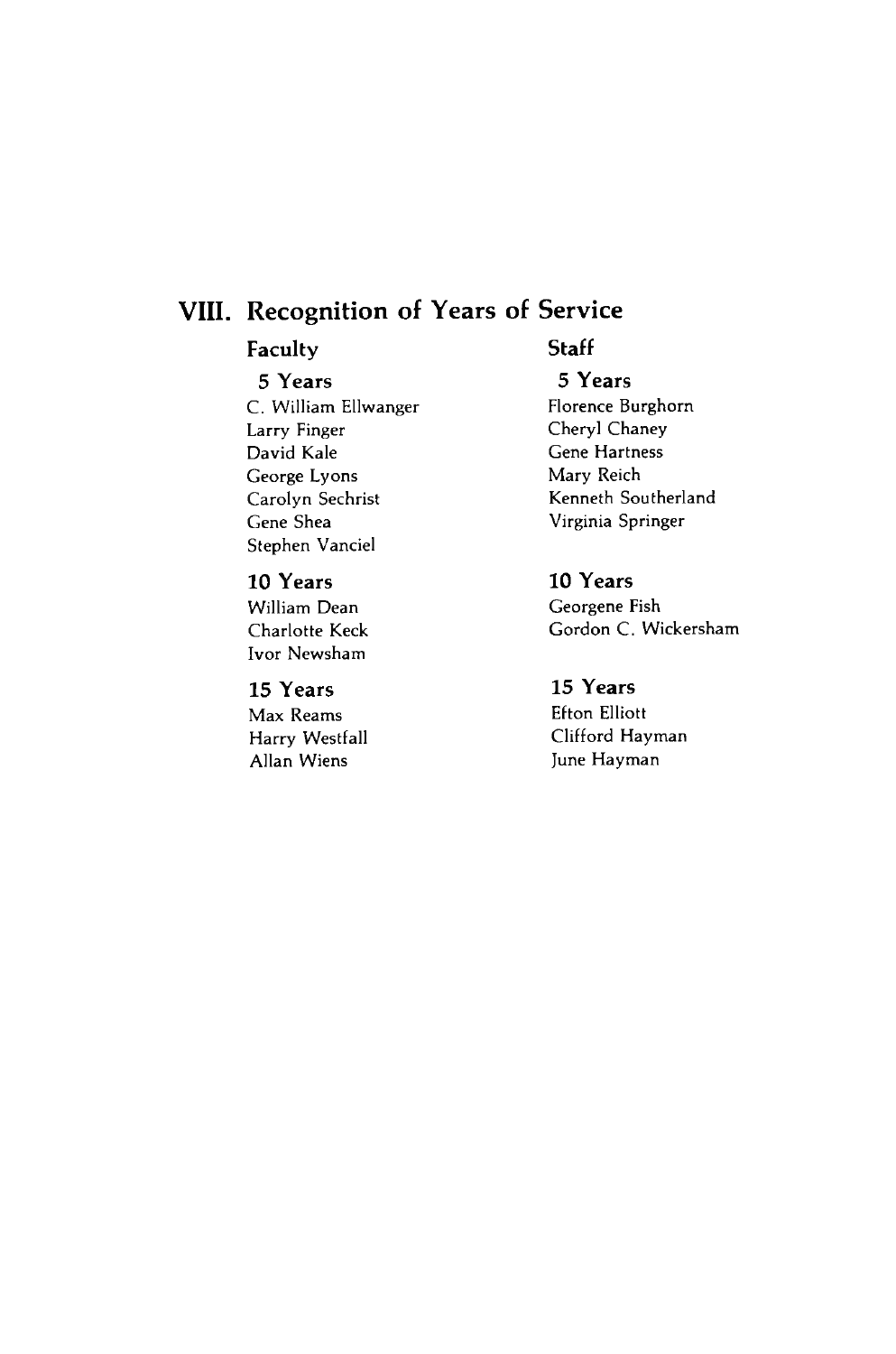## VIII. Recognition of Years of Service

### Faculty

#### 5 Years

C. William Ellwanger
Larry Finger
David Kale
George Lyons
Carolyn Sechrist
Gene Shea
Stephen Vanciel

#### 10 Years

William Dean
Charlotte Keck
Ivor Newsham

#### 15 Years

Max Reams
Harry Westfall
Allan Wiens

### Staff

#### 5 Years

Florence Burghorn
Cheryl Chaney
Gene Hartness
Mary Reich
Kenneth Southerland
Virginia Springer

#### 10 Years

Georgene Fish
Gordon C. Wickersham

#### 15 Years

Efton Elliott
Clifford Hayman
June Hayman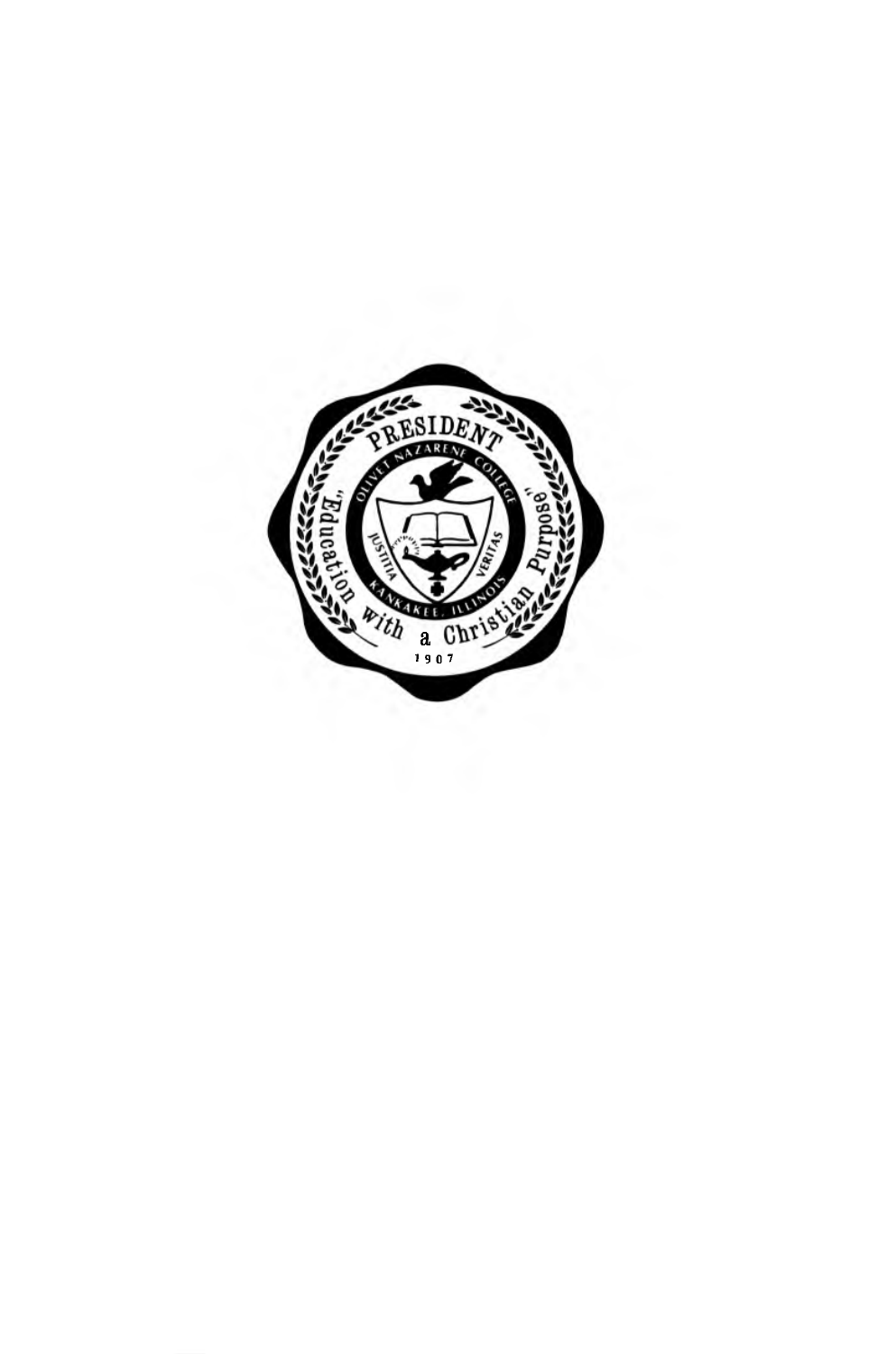PRESIDENT

OLIVET NAZARENE COLLEGE

JUSTITIA VERITAS

KANKAKEE, ILLINOIS

"Education with a Christian Purpose"

1907